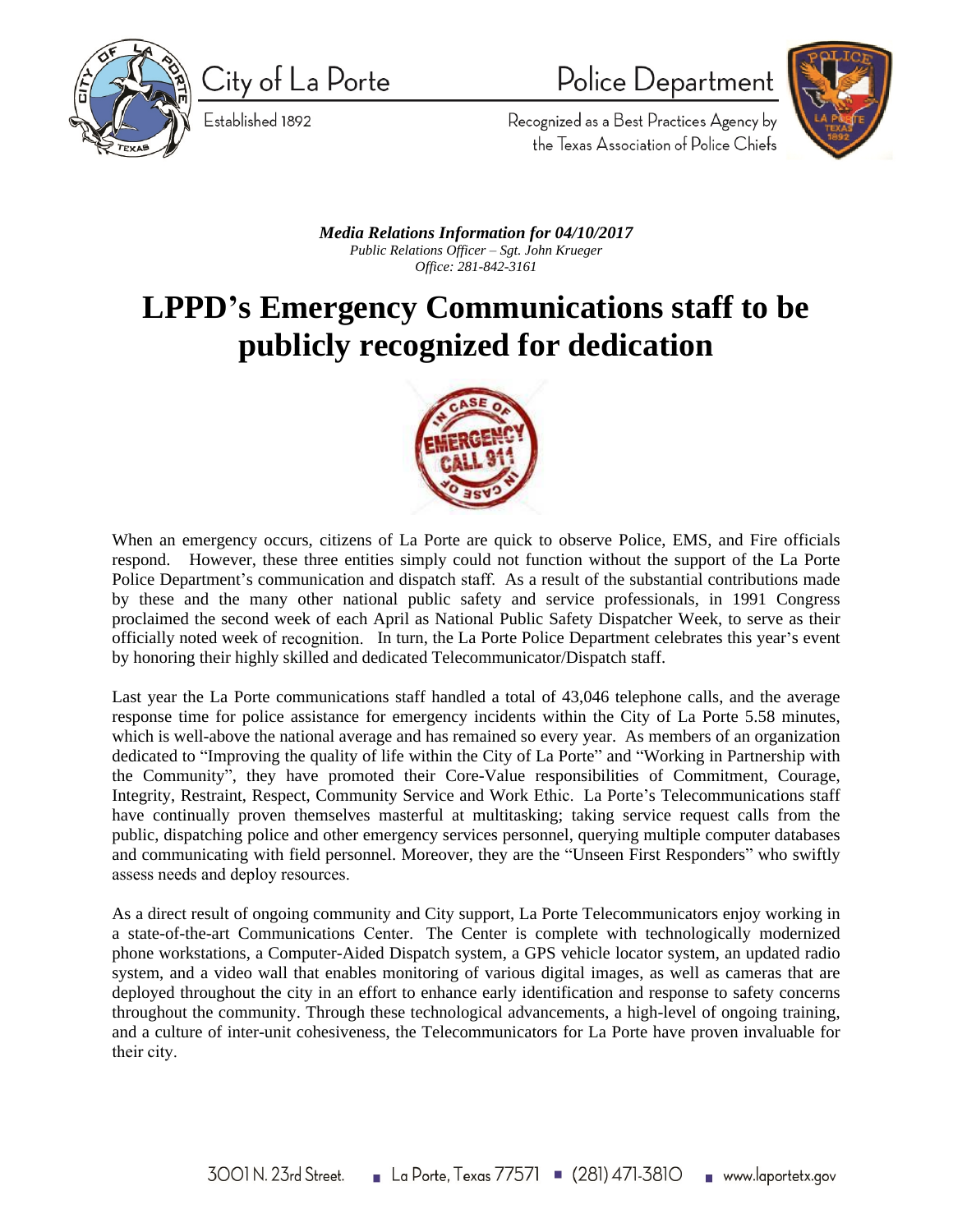City of La Porte

Established 1892

Police Department

Recognized as a Best Practices Agency by the Texas Association of Police Chiefs

***Media Relations Information for 04/10/2017***
*Public Relations Officer – Sgt. John Krueger*
*Office: 281-842-3161*

# LPPD's Emergency Communications staff to be publicly recognized for dedication

When an emergency occurs, citizens of La Porte are quick to observe Police, EMS, and Fire officials respond. However, these three entities simply could not function without the support of the La Porte Police Department's communication and dispatch staff. As a result of the substantial contributions made by these and the many other national public safety and service professionals, in 1991 Congress proclaimed the second week of each April as National Public Safety Dispatcher Week, to serve as their officially noted week of recognition. In turn, the La Porte Police Department celebrates this year's event by honoring their highly skilled and dedicated Telecommunicator/Dispatch staff.

Last year the La Porte communications staff handled a total of 43,046 telephone calls, and the average response time for police assistance for emergency incidents within the City of La Porte 5.58 minutes, which is well-above the national average and has remained so every year. As members of an organization dedicated to "Improving the quality of life within the City of La Porte" and "Working in Partnership with the Community", they have promoted their Core-Value responsibilities of Commitment, Courage, Integrity, Restraint, Respect, Community Service and Work Ethic. La Porte's Telecommunications staff have continually proven themselves masterful at multitasking; taking service request calls from the public, dispatching police and other emergency services personnel, querying multiple computer databases and communicating with field personnel. Moreover, they are the "Unseen First Responders" who swiftly assess needs and deploy resources.

As a direct result of ongoing community and City support, La Porte Telecommunicators enjoy working in a state-of-the-art Communications Center. The Center is complete with technologically modernized phone workstations, a Computer-Aided Dispatch system, a GPS vehicle locator system, an updated radio system, and a video wall that enables monitoring of various digital images, as well as cameras that are deployed throughout the city in an effort to enhance early identification and response to safety concerns throughout the community. Through these technological advancements, a high-level of ongoing training, and a culture of inter-unit cohesiveness, the Telecommunicators for La Porte have proven invaluable for their city.

3001 N. 23rd Street. ▪ La Porte, Texas 77571 ▪ (281) 471-3810 ▪ www.laportetx.gov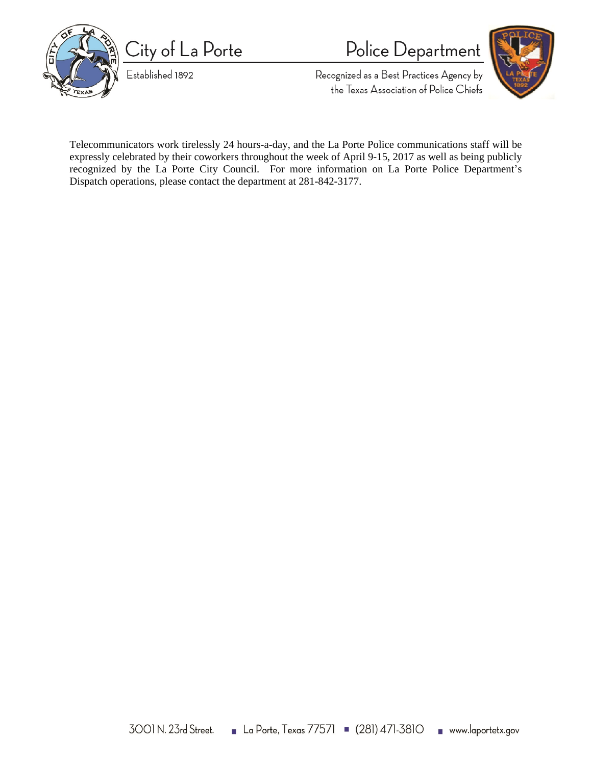Telecommunicators work tirelessly 24 hours-a-day, and the La Porte Police communications staff will be expressly celebrated by their coworkers throughout the week of April 9-15, 2017 as well as being publicly recognized by the La Porte City Council. For more information on La Porte Police Department's Dispatch operations, please contact the department at 281-842-3177.